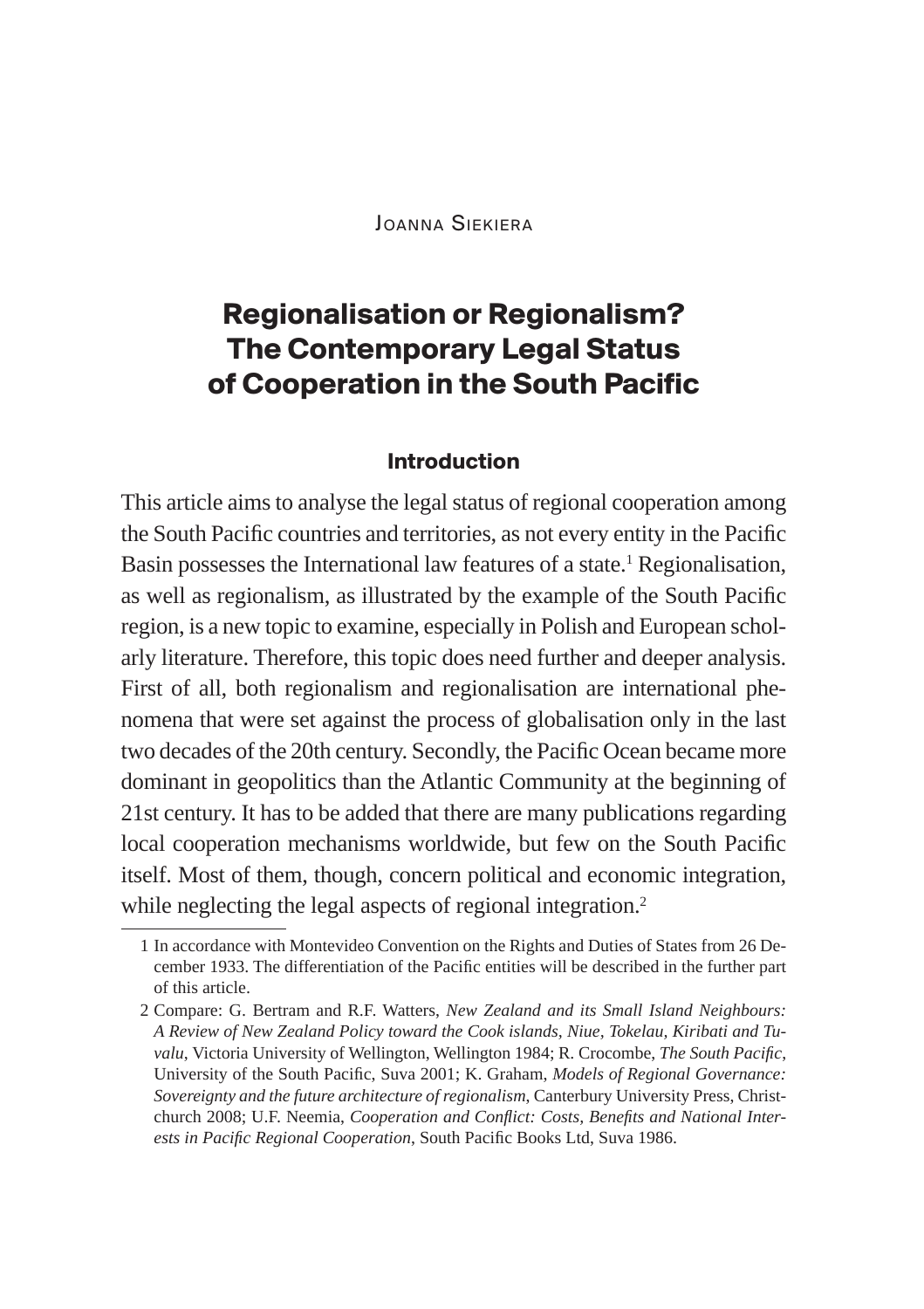Joanna Siekiera

# Regionalisation or Regionalism? The Contemporary Legal Status of Cooperation in the South Pacific

## Introduction

This article aims to analyse the legal status of regional cooperation among the South Pacific countries and territories, as not every entity in the Pacific Basin possesses the International law features of a state.[1] Regionalisation, as well as regionalism, as illustrated by the example of the South Pacific region, is a new topic to examine, especially in Polish and European scholarly literature. Therefore, this topic does need further and deeper analysis. First of all, both regionalism and regionalisation are international phenomena that were set against the process of globalisation only in the last two decades of the 20th century. Secondly, the Pacific Ocean became more dominant in geopolitics than the Atlantic Community at the beginning of 21st century. It has to be added that there are many publications regarding local cooperation mechanisms worldwide, but few on the South Pacific itself. Most of them, though, concern political and economic integration, while neglecting the legal aspects of regional integration.[2]

---

1 In accordance with Montevideo Convention on the Rights and Duties of States from 26 December 1933. The differentiation of the Pacific entities will be described in the further part of this article.

2 Compare: G. Bertram and R.F. Watters, *New Zealand and its Small Island Neighbours: A Review of New Zealand Policy toward the Cook islands, Niue, Tokelau, Kiribati and Tuvalu*, Victoria University of Wellington, Wellington 1984; R. Crocombe, *The South Pacific*, University of the South Pacific, Suva 2001; K. Graham, *Models of Regional Governance: Sovereignty and the future architecture of regionalism*, Canterbury University Press, Christchurch 2008; U.F. Neemia, *Cooperation and Conflict: Costs, Benefits and National Interests in Pacific Regional Cooperation*, South Pacific Books Ltd, Suva 1986.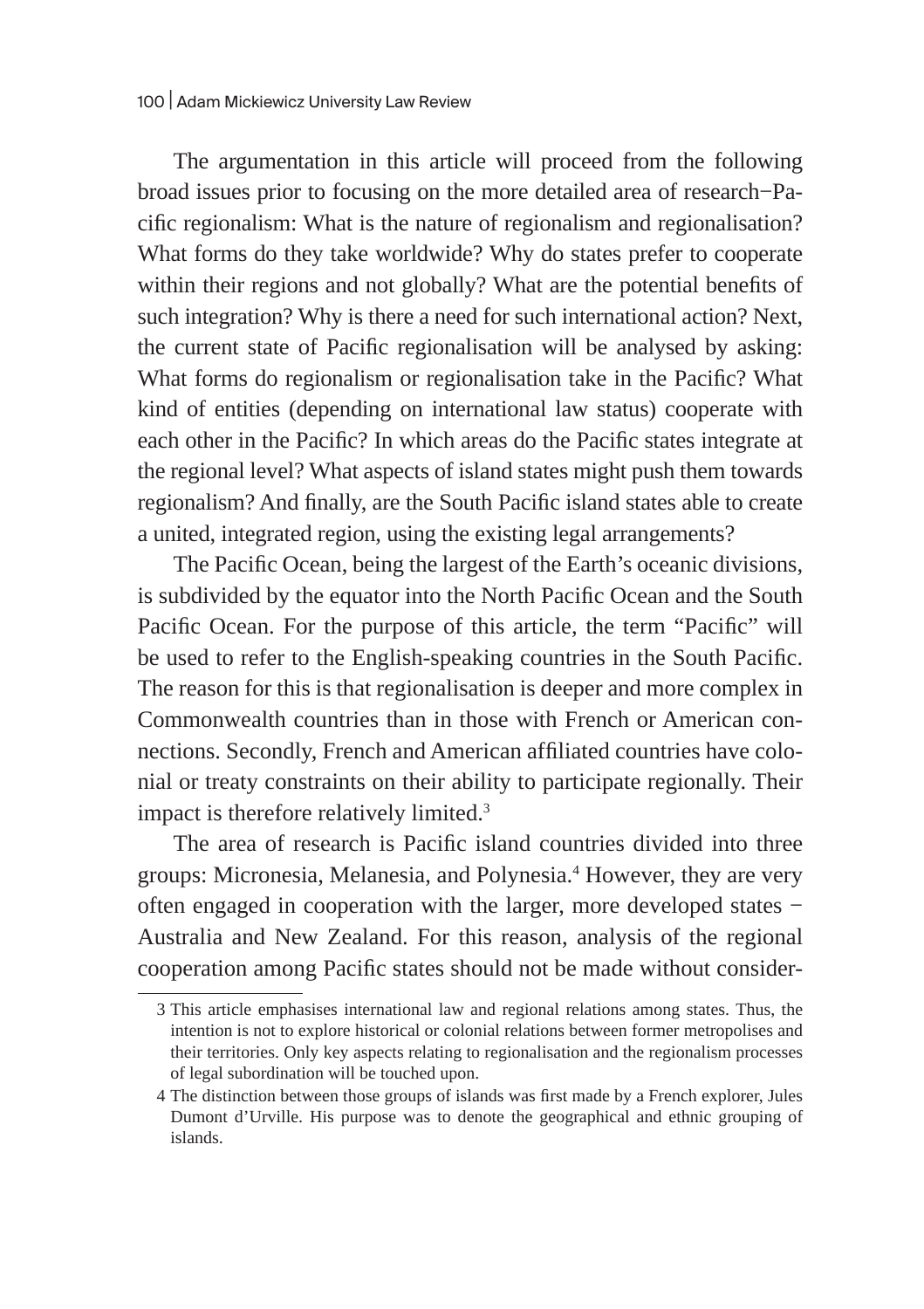The argumentation in this article will proceed from the following broad issues prior to focusing on the more detailed area of research−Pacific regionalism: What is the nature of regionalism and regionalisation? What forms do they take worldwide? Why do states prefer to cooperate within their regions and not globally? What are the potential benefits of such integration? Why is there a need for such international action? Next, the current state of Pacific regionalisation will be analysed by asking: What forms do regionalism or regionalisation take in the Pacific? What kind of entities (depending on international law status) cooperate with each other in the Pacific? In which areas do the Pacific states integrate at the regional level? What aspects of island states might push them towards regionalism? And finally, are the South Pacific island states able to create a united, integrated region, using the existing legal arrangements?

The Pacific Ocean, being the largest of the Earth's oceanic divisions, is subdivided by the equator into the North Pacific Ocean and the South Pacific Ocean. For the purpose of this article, the term "Pacific" will be used to refer to the English-speaking countries in the South Pacific. The reason for this is that regionalisation is deeper and more complex in Commonwealth countries than in those with French or American connections. Secondly, French and American affiliated countries have colonial or treaty constraints on their ability to participate regionally. Their impact is therefore relatively limited.[3]

The area of research is Pacific island countries divided into three groups: Micronesia, Melanesia, and Polynesia.[4] However, they are very often engaged in cooperation with the larger, more developed states − Australia and New Zealand. For this reason, analysis of the regional cooperation among Pacific states should not be made without consider-

---

3 This article emphasises international law and regional relations among states. Thus, the intention is not to explore historical or colonial relations between former metropolises and their territories. Only key aspects relating to regionalisation and the regionalism processes of legal subordination will be touched upon.

4 The distinction between those groups of islands was first made by a French explorer, Jules Dumont d'Urville. His purpose was to denote the geographical and ethnic grouping of islands.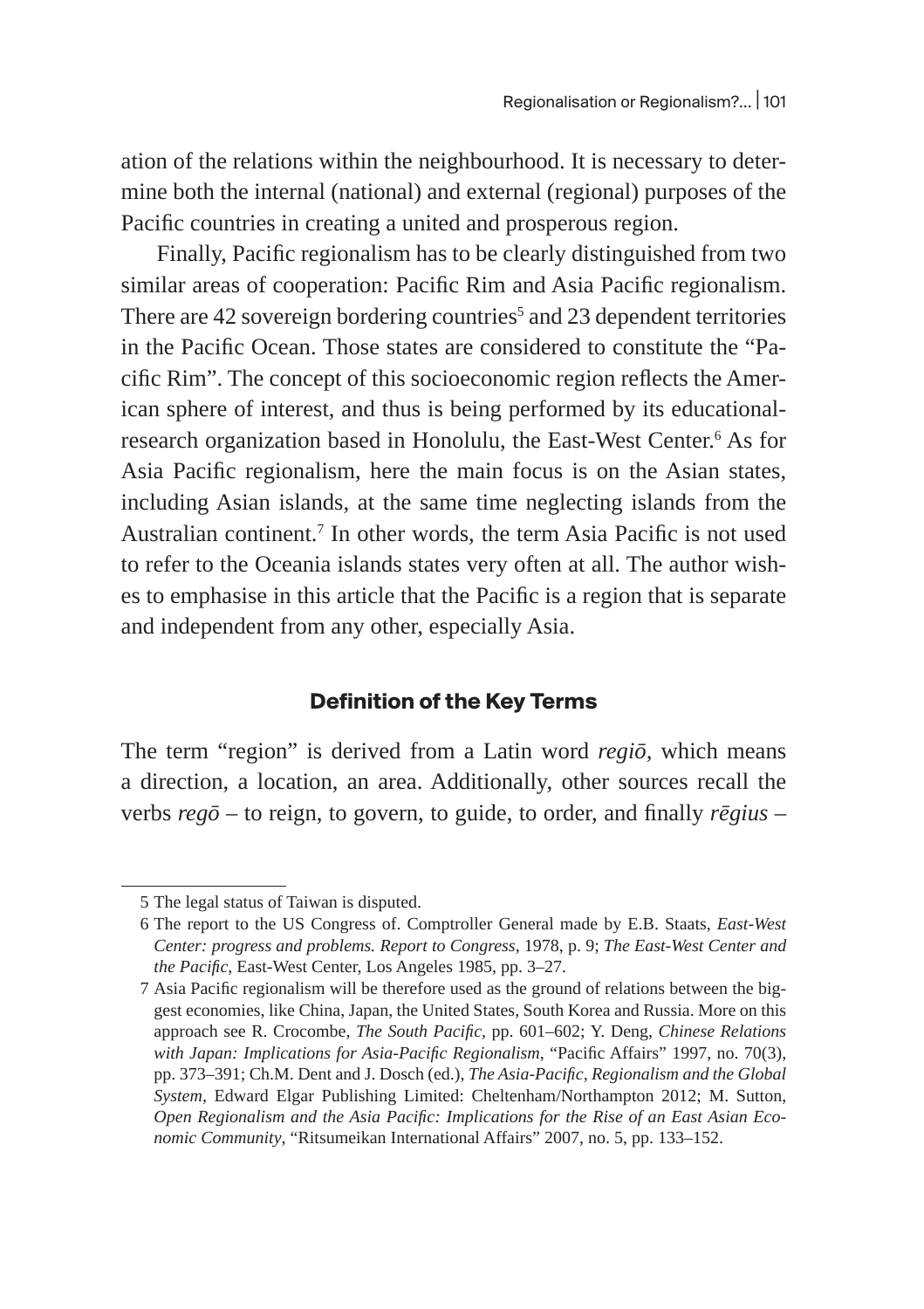ation of the relations within the neighbourhood. It is necessary to determine both the internal (national) and external (regional) purposes of the Pacific countries in creating a united and prosperous region.

Finally, Pacific regionalism has to be clearly distinguished from two similar areas of cooperation: Pacific Rim and Asia Pacific regionalism. There are 42 sovereign bordering countries[5] and 23 dependent territories in the Pacific Ocean. Those states are considered to constitute the "Pacific Rim". The concept of this socioeconomic region reflects the American sphere of interest, and thus is being performed by its educational-research organization based in Honolulu, the East-West Center.[6] As for Asia Pacific regionalism, here the main focus is on the Asian states, including Asian islands, at the same time neglecting islands from the Australian continent.[7] In other words, the term Asia Pacific is not used to refer to the Oceania islands states very often at all. The author wishes to emphasise in this article that the Pacific is a region that is separate and independent from any other, especially Asia.

## Definition of the Key Terms

The term "region" is derived from a Latin word *regiō*, which means a direction, a location, an area. Additionally, other sources recall the verbs *regō* – to reign, to govern, to guide, to order, and finally *rēgius* –

---

5 The legal status of Taiwan is disputed.

6 The report to the US Congress of. Comptroller General made by E.B. Staats, *East-West Center: progress and problems. Report to Congress*, 1978, p. 9; *The East-West Center and the Pacific*, East-West Center, Los Angeles 1985, pp. 3–27.

7 Asia Pacific regionalism will be therefore used as the ground of relations between the biggest economies, like China, Japan, the United States, South Korea and Russia. More on this approach see R. Crocombe, *The South Pacific*, pp. 601–602; Y. Deng, *Chinese Relations with Japan: Implications for Asia-Pacific Regionalism*, "Pacific Affairs" 1997, no. 70(3), pp. 373–391; Ch.M. Dent and J. Dosch (ed.), *The Asia-Pacific, Regionalism and the Global System*, Edward Elgar Publishing Limited: Cheltenham/Northampton 2012; M. Sutton, *Open Regionalism and the Asia Pacific: Implications for the Rise of an East Asian Economic Community*, "Ritsumeikan International Affairs" 2007, no. 5, pp. 133–152.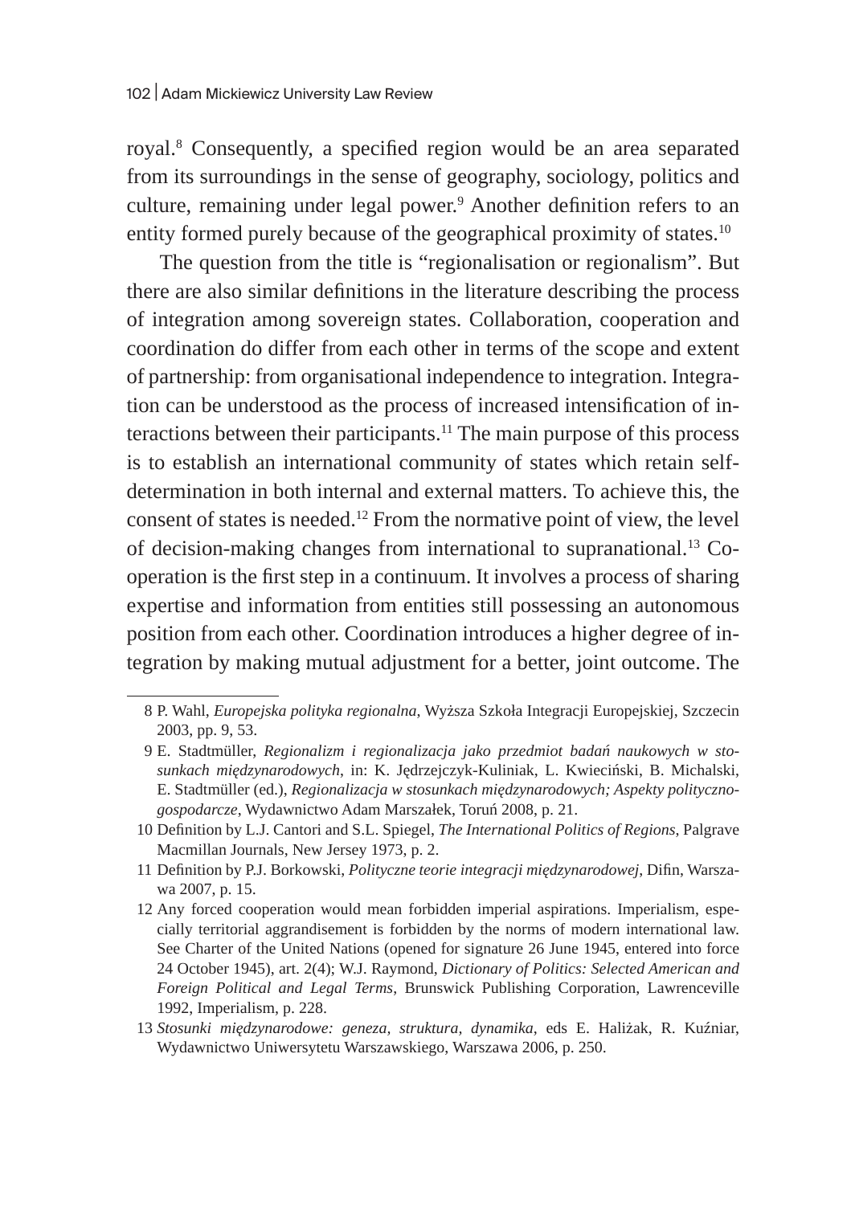royal.[8] Consequently, a specified region would be an area separated from its surroundings in the sense of geography, sociology, politics and culture, remaining under legal power.[9] Another definition refers to an entity formed purely because of the geographical proximity of states.[10]

The question from the title is "regionalisation or regionalism". But there are also similar definitions in the literature describing the process of integration among sovereign states. Collaboration, cooperation and coordination do differ from each other in terms of the scope and extent of partnership: from organisational independence to integration. Integration can be understood as the process of increased intensification of interactions between their participants.[11] The main purpose of this process is to establish an international community of states which retain self-determination in both internal and external matters. To achieve this, the consent of states is needed.[12] From the normative point of view, the level of decision-making changes from international to supranational.[13] Co-operation is the first step in a continuum. It involves a process of sharing expertise and information from entities still possessing an autonomous position from each other. Coordination introduces a higher degree of integration by making mutual adjustment for a better, joint outcome. The

---

8 P. Wahl, *Europejska polityka regionalna*, Wyższa Szkoła Integracji Europejskiej, Szczecin 2003, pp. 9, 53.

9 E. Stadtmüller, *Regionalizm i regionalizacja jako przedmiot badań naukowych w stosunkach międzynarodowych*, in: K. Jędrzejczyk-Kuliniak, L. Kwieciński, B. Michalski, E. Stadtmüller (ed.), *Regionalizacja w stosunkach międzynarodowych; Aspekty polityczno-gospodarcze*, Wydawnictwo Adam Marszałek, Toruń 2008, p. 21.

10 Definition by L.J. Cantori and S.L. Spiegel, *The International Politics of Regions*, Palgrave Macmillan Journals, New Jersey 1973, p. 2.

11 Definition by P.J. Borkowski, *Polityczne teorie integracji międzynarodowej*, Difin, Warszawa 2007, p. 15.

12 Any forced cooperation would mean forbidden imperial aspirations. Imperialism, especially territorial aggrandisement is forbidden by the norms of modern international law. See Charter of the United Nations (opened for signature 26 June 1945, entered into force 24 October 1945), art. 2(4); W.J. Raymond, *Dictionary of Politics: Selected American and Foreign Political and Legal Terms*, Brunswick Publishing Corporation, Lawrenceville 1992, Imperialism, p. 228.

13 *Stosunki międzynarodowe: geneza, struktura, dynamika*, eds E. Haliżak, R. Kuźniar, Wydawnictwo Uniwersytetu Warszawskiego, Warszawa 2006, p. 250.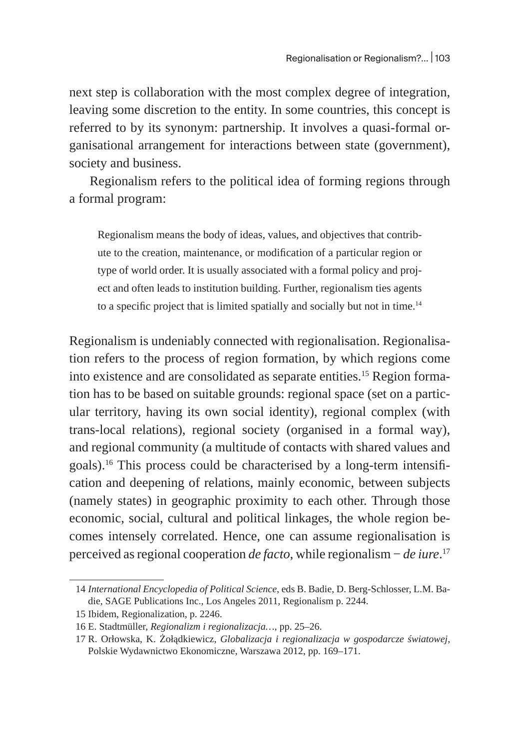next step is collaboration with the most complex degree of integration, leaving some discretion to the entity. In some countries, this concept is referred to by its synonym: partnership. It involves a quasi-formal organisational arrangement for interactions between state (government), society and business.

Regionalism refers to the political idea of forming regions through a formal program:

> Regionalism means the body of ideas, values, and objectives that contribute to the creation, maintenance, or modification of a particular region or type of world order. It is usually associated with a formal policy and project and often leads to institution building. Further, regionalism ties agents to a specific project that is limited spatially and socially but not in time.[14]

Regionalism is undeniably connected with regionalisation. Regionalisation refers to the process of region formation, by which regions come into existence and are consolidated as separate entities.[15] Region formation has to be based on suitable grounds: regional space (set on a particular territory, having its own social identity), regional complex (with trans-local relations), regional society (organised in a formal way), and regional community (a multitude of contacts with shared values and goals).[16] This process could be characterised by a long-term intensification and deepening of relations, mainly economic, between subjects (namely states) in geographic proximity to each other. Through those economic, social, cultural and political linkages, the whole region becomes intensely correlated. Hence, one can assume regionalisation is perceived as regional cooperation *de facto*, while regionalism − *de iure*.[17]

---

14 *International Encyclopedia of Political Science*, eds B. Badie, D. Berg-Schlosser, L.M. Badie, SAGE Publications Inc., Los Angeles 2011, Regionalism p. 2244.

15 Ibidem, Regionalization, p. 2246.

16 E. Stadtmüller, *Regionalizm i regionalizacja…*, pp. 25–26.

17 R. Orłowska, K. Żołądkiewicz, *Globalizacja i regionalizacja w gospodarcze światowej*, Polskie Wydawnictwo Ekonomiczne, Warszawa 2012, pp. 169–171.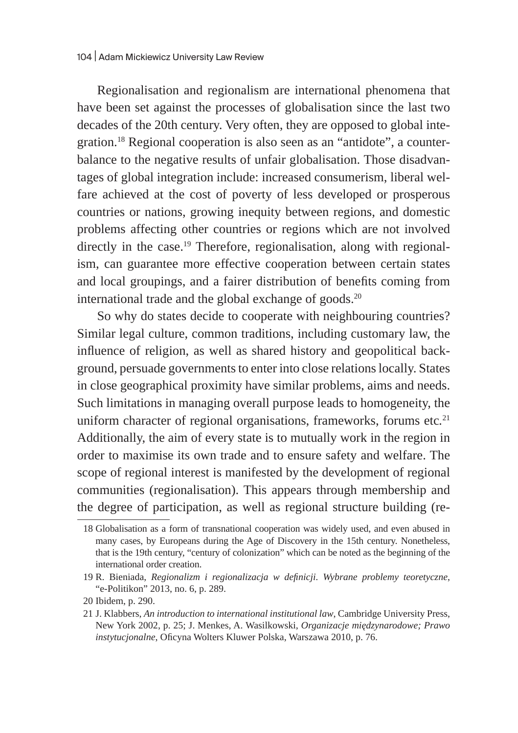Regionalisation and regionalism are international phenomena that have been set against the processes of globalisation since the last two decades of the 20th century. Very often, they are opposed to global integration.[18] Regional cooperation is also seen as an "antidote", a counterbalance to the negative results of unfair globalisation. Those disadvantages of global integration include: increased consumerism, liberal welfare achieved at the cost of poverty of less developed or prosperous countries or nations, growing inequity between regions, and domestic problems affecting other countries or regions which are not involved directly in the case.[19] Therefore, regionalisation, along with regionalism, can guarantee more effective cooperation between certain states and local groupings, and a fairer distribution of benefits coming from international trade and the global exchange of goods.[20]

So why do states decide to cooperate with neighbouring countries? Similar legal culture, common traditions, including customary law, the influence of religion, as well as shared history and geopolitical background, persuade governments to enter into close relations locally. States in close geographical proximity have similar problems, aims and needs. Such limitations in managing overall purpose leads to homogeneity, the uniform character of regional organisations, frameworks, forums etc.[21] Additionally, the aim of every state is to mutually work in the region in order to maximise its own trade and to ensure safety and welfare. The scope of regional interest is manifested by the development of regional communities (regionalisation). This appears through membership and the degree of participation, as well as regional structure building (re-

---

18 Globalisation as a form of transnational cooperation was widely used, and even abused in many cases, by Europeans during the Age of Discovery in the 15th century. Nonetheless, that is the 19th century, "century of colonization" which can be noted as the beginning of the international order creation.

19 R. Bieniada, *Regionalizm i regionalizacja w definicji. Wybrane problemy teoretyczne*, "e-Politikon" 2013, no. 6, p. 289.

20 Ibidem, p. 290.

21 J. Klabbers, *An introduction to international institutional law*, Cambridge University Press, New York 2002, p. 25; J. Menkes, A. Wasilkowski, *Organizacje międzynarodowe; Prawo instytucjonalne*, Oficyna Wolters Kluwer Polska, Warszawa 2010, p. 76.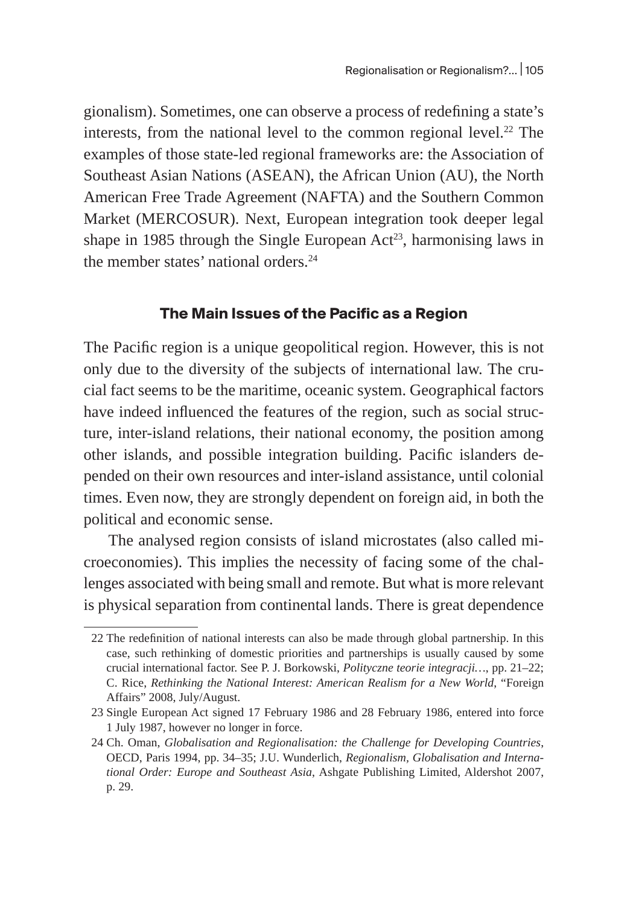gionalism). Sometimes, one can observe a process of redefining a state's interests, from the national level to the common regional level.[22] The examples of those state-led regional frameworks are: the Association of Southeast Asian Nations (ASEAN), the African Union (AU), the North American Free Trade Agreement (NAFTA) and the Southern Common Market (MERCOSUR). Next, European integration took deeper legal shape in 1985 through the Single European Act[23], harmonising laws in the member states' national orders.[24]

## The Main Issues of the Pacific as a Region

The Pacific region is a unique geopolitical region. However, this is not only due to the diversity of the subjects of international law. The crucial fact seems to be the maritime, oceanic system. Geographical factors have indeed influenced the features of the region, such as social structure, inter-island relations, their national economy, the position among other islands, and possible integration building. Pacific islanders depended on their own resources and inter-island assistance, until colonial times. Even now, they are strongly dependent on foreign aid, in both the political and economic sense.

The analysed region consists of island microstates (also called microeconomies). This implies the necessity of facing some of the challenges associated with being small and remote. But what is more relevant is physical separation from continental lands. There is great dependence

---

22 The redefinition of national interests can also be made through global partnership. In this case, such rethinking of domestic priorities and partnerships is usually caused by some crucial international factor. See P. J. Borkowski, *Polityczne teorie integracji…*, pp. 21–22; C. Rice, *Rethinking the National Interest: American Realism for a New World*, "Foreign Affairs" 2008, July/August.

23 Single European Act signed 17 February 1986 and 28 February 1986, entered into force 1 July 1987, however no longer in force.

24 Ch. Oman, *Globalisation and Regionalisation: the Challenge for Developing Countries*, OECD, Paris 1994, pp. 34–35; J.U. Wunderlich, *Regionalism, Globalisation and International Order: Europe and Southeast Asia*, Ashgate Publishing Limited, Aldershot 2007, p. 29.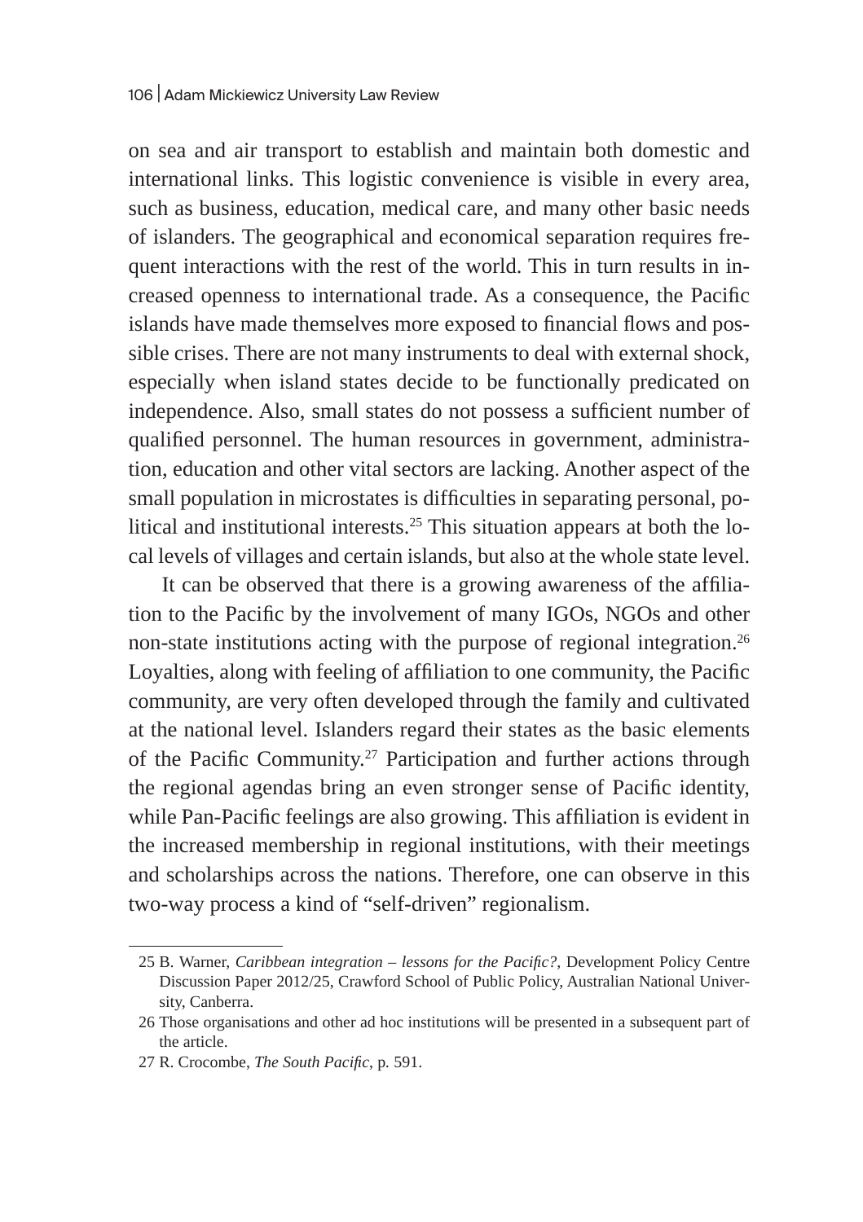on sea and air transport to establish and maintain both domestic and international links. This logistic convenience is visible in every area, such as business, education, medical care, and many other basic needs of islanders. The geographical and economical separation requires frequent interactions with the rest of the world. This in turn results in increased openness to international trade. As a consequence, the Pacific islands have made themselves more exposed to financial flows and possible crises. There are not many instruments to deal with external shock, especially when island states decide to be functionally predicated on independence. Also, small states do not possess a sufficient number of qualified personnel. The human resources in government, administration, education and other vital sectors are lacking. Another aspect of the small population in microstates is difficulties in separating personal, political and institutional interests.[25] This situation appears at both the local levels of villages and certain islands, but also at the whole state level.

It can be observed that there is a growing awareness of the affiliation to the Pacific by the involvement of many IGOs, NGOs and other non-state institutions acting with the purpose of regional integration.[26] Loyalties, along with feeling of affiliation to one community, the Pacific community, are very often developed through the family and cultivated at the national level. Islanders regard their states as the basic elements of the Pacific Community.[27] Participation and further actions through the regional agendas bring an even stronger sense of Pacific identity, while Pan-Pacific feelings are also growing. This affiliation is evident in the increased membership in regional institutions, with their meetings and scholarships across the nations. Therefore, one can observe in this two-way process a kind of "self-driven" regionalism.

---

25 B. Warner, *Caribbean integration – lessons for the Pacific?*, Development Policy Centre Discussion Paper 2012/25, Crawford School of Public Policy, Australian National University, Canberra.

26 Those organisations and other ad hoc institutions will be presented in a subsequent part of the article.

27 R. Crocombe, *The South Pacific*, p. 591.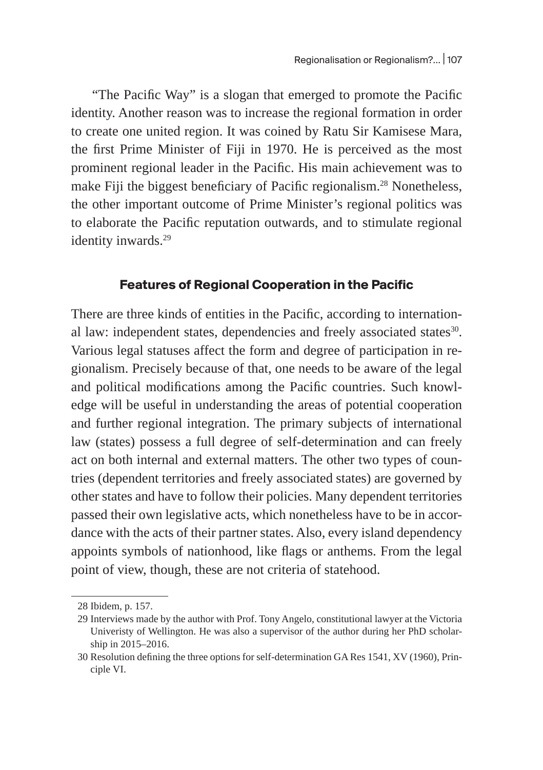"The Pacific Way" is a slogan that emerged to promote the Pacific identity. Another reason was to increase the regional formation in order to create one united region. It was coined by Ratu Sir Kamisese Mara, the first Prime Minister of Fiji in 1970. He is perceived as the most prominent regional leader in the Pacific. His main achievement was to make Fiji the biggest beneficiary of Pacific regionalism.[28] Nonetheless, the other important outcome of Prime Minister's regional politics was to elaborate the Pacific reputation outwards, and to stimulate regional identity inwards.[29]

## Features of Regional Cooperation in the Pacific

There are three kinds of entities in the Pacific, according to international law: independent states, dependencies and freely associated states[30]. Various legal statuses affect the form and degree of participation in regionalism. Precisely because of that, one needs to be aware of the legal and political modifications among the Pacific countries. Such knowledge will be useful in understanding the areas of potential cooperation and further regional integration. The primary subjects of international law (states) possess a full degree of self-determination and can freely act on both internal and external matters. The other two types of countries (dependent territories and freely associated states) are governed by other states and have to follow their policies. Many dependent territories passed their own legislative acts, which nonetheless have to be in accordance with the acts of their partner states. Also, every island dependency appoints symbols of nationhood, like flags or anthems. From the legal point of view, though, these are not criteria of statehood.

---

28 Ibidem, p. 157.

29 Interviews made by the author with Prof. Tony Angelo, constitutional lawyer at the Victoria Univeristy of Wellington. He was also a supervisor of the author during her PhD scholarship in 2015–2016.

30 Resolution defining the three options for self-determination GA Res 1541, XV (1960), Principle VI.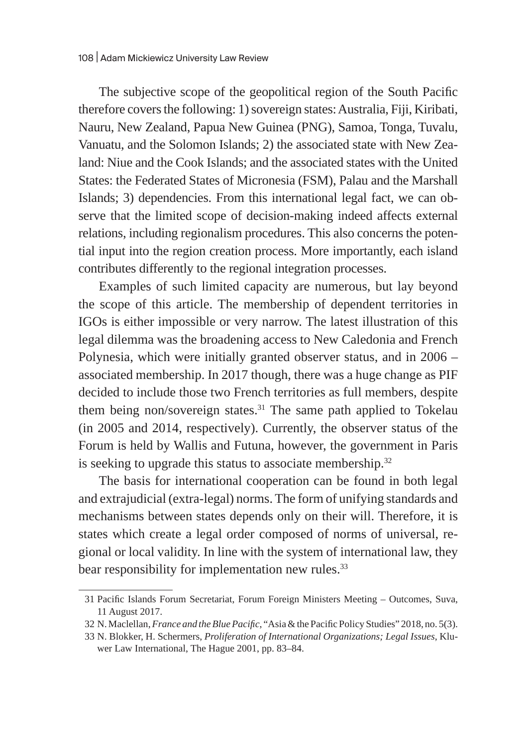The subjective scope of the geopolitical region of the South Pacific therefore covers the following: 1) sovereign states: Australia, Fiji, Kiribati, Nauru, New Zealand, Papua New Guinea (PNG), Samoa, Tonga, Tuvalu, Vanuatu, and the Solomon Islands; 2) the associated state with New Zealand: Niue and the Cook Islands; and the associated states with the United States: the Federated States of Micronesia (FSM), Palau and the Marshall Islands; 3) dependencies. From this international legal fact, we can observe that the limited scope of decision-making indeed affects external relations, including regionalism procedures. This also concerns the potential input into the region creation process. More importantly, each island contributes differently to the regional integration processes.

Examples of such limited capacity are numerous, but lay beyond the scope of this article. The membership of dependent territories in IGOs is either impossible or very narrow. The latest illustration of this legal dilemma was the broadening access to New Caledonia and French Polynesia, which were initially granted observer status, and in 2006 – associated membership. In 2017 though, there was a huge change as PIF decided to include those two French territories as full members, despite them being non/sovereign states.[31] The same path applied to Tokelau (in 2005 and 2014, respectively). Currently, the observer status of the Forum is held by Wallis and Futuna, however, the government in Paris is seeking to upgrade this status to associate membership.[32]

The basis for international cooperation can be found in both legal and extrajudicial (extra-legal) norms. The form of unifying standards and mechanisms between states depends only on their will. Therefore, it is states which create a legal order composed of norms of universal, regional or local validity. In line with the system of international law, they bear responsibility for implementation new rules.[33]

---

31 Pacific Islands Forum Secretariat, Forum Foreign Ministers Meeting – Outcomes, Suva, 11 August 2017.

32 N. Maclellan, *France and the Blue Pacific*, "Asia & the Pacific Policy Studies" 2018, no. 5(3).

33 N. Blokker, H. Schermers, *Proliferation of International Organizations; Legal Issues*, Kluwer Law International, The Hague 2001, pp. 83–84.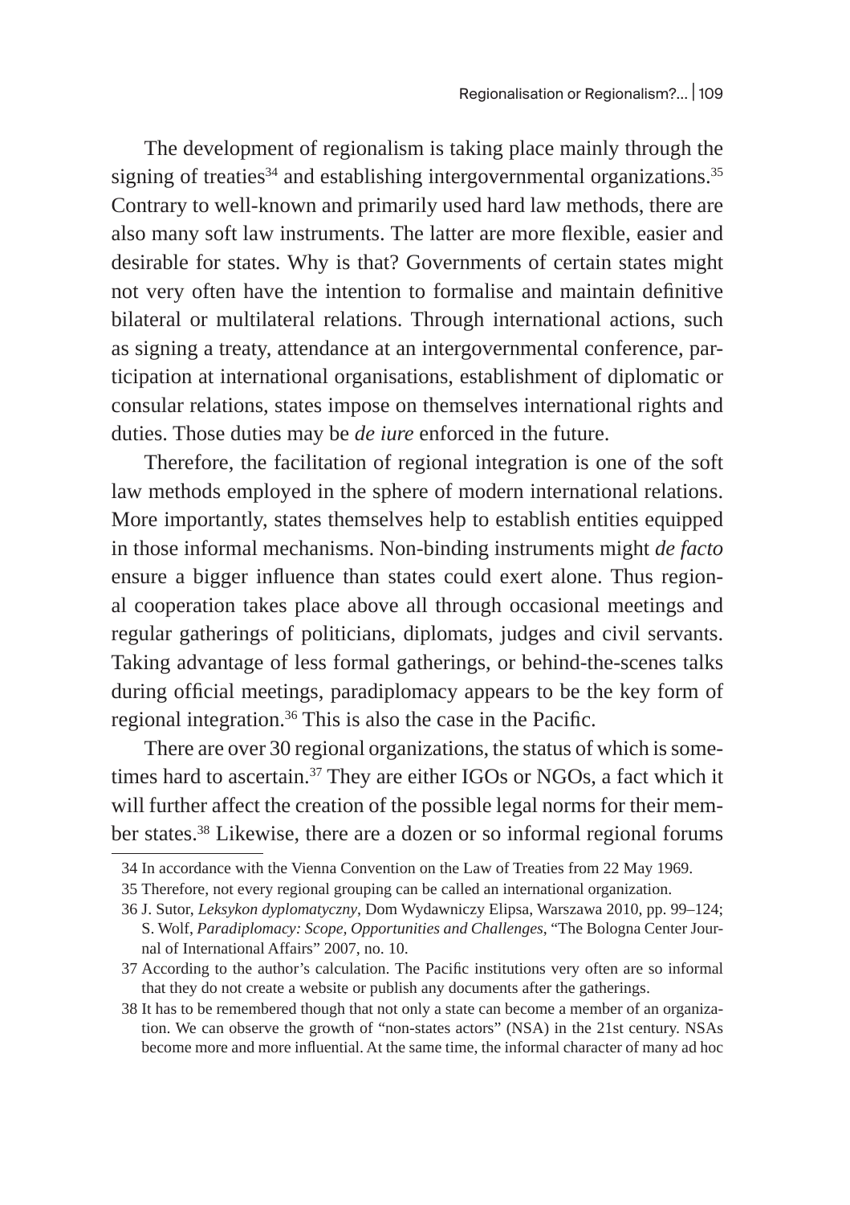The development of regionalism is taking place mainly through the signing of treaties[34] and establishing intergovernmental organizations.[35] Contrary to well-known and primarily used hard law methods, there are also many soft law instruments. The latter are more flexible, easier and desirable for states. Why is that? Governments of certain states might not very often have the intention to formalise and maintain definitive bilateral or multilateral relations. Through international actions, such as signing a treaty, attendance at an intergovernmental conference, participation at international organisations, establishment of diplomatic or consular relations, states impose on themselves international rights and duties. Those duties may be *de iure* enforced in the future.

Therefore, the facilitation of regional integration is one of the soft law methods employed in the sphere of modern international relations. More importantly, states themselves help to establish entities equipped in those informal mechanisms. Non-binding instruments might *de facto* ensure a bigger influence than states could exert alone. Thus regional cooperation takes place above all through occasional meetings and regular gatherings of politicians, diplomats, judges and civil servants. Taking advantage of less formal gatherings, or behind-the-scenes talks during official meetings, paradiplomacy appears to be the key form of regional integration.[36] This is also the case in the Pacific.

There are over 30 regional organizations, the status of which is sometimes hard to ascertain.[37] They are either IGOs or NGOs, a fact which it will further affect the creation of the possible legal norms for their member states.[38] Likewise, there are a dozen or so informal regional forums

34 In accordance with the Vienna Convention on the Law of Treaties from 22 May 1969.

35 Therefore, not every regional grouping can be called an international organization.

36 J. Sutor, *Leksykon dyplomatyczny*, Dom Wydawniczy Elipsa, Warszawa 2010, pp. 99–124; S. Wolf, *Paradiplomacy: Scope, Opportunities and Challenges*, "The Bologna Center Journal of International Affairs" 2007, no. 10.

37 According to the author's calculation. The Pacific institutions very often are so informal that they do not create a website or publish any documents after the gatherings.

38 It has to be remembered though that not only a state can become a member of an organization. We can observe the growth of "non-states actors" (NSA) in the 21st century. NSAs become more and more influential. At the same time, the informal character of many ad hoc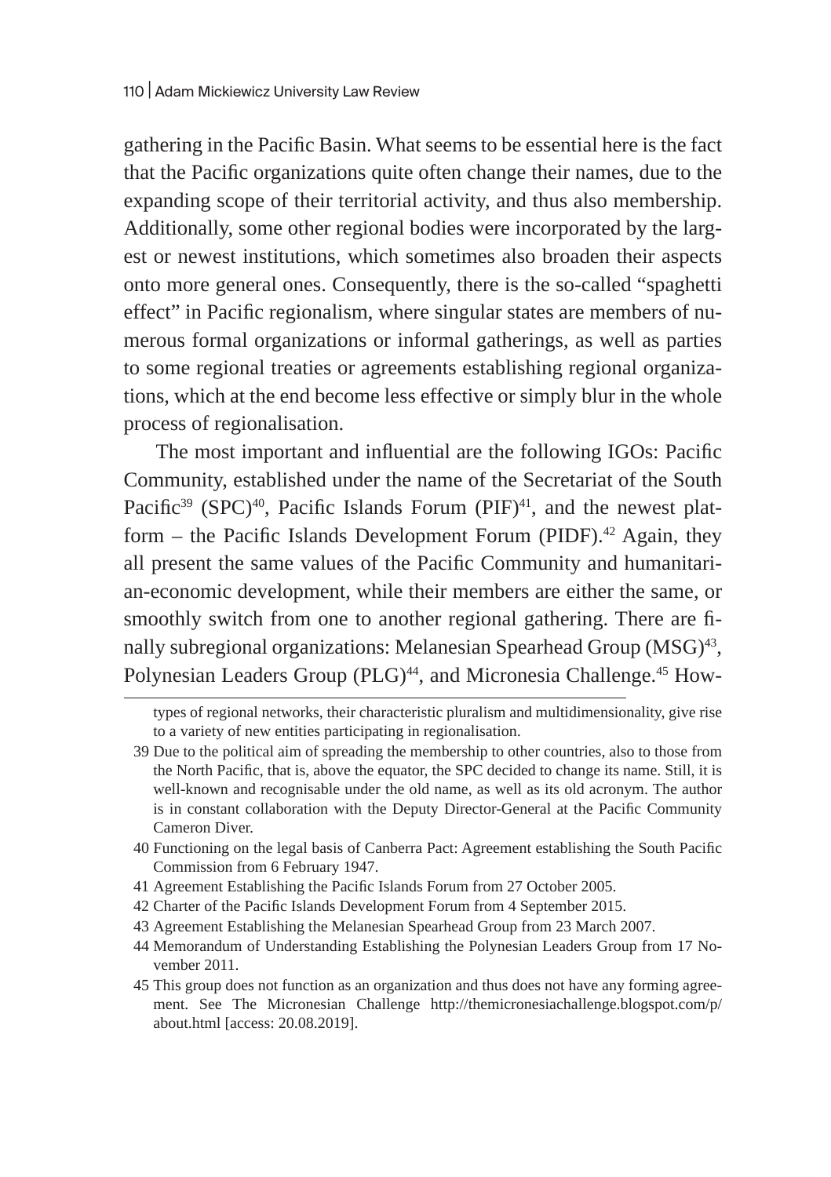gathering in the Pacific Basin. What seems to be essential here is the fact that the Pacific organizations quite often change their names, due to the expanding scope of their territorial activity, and thus also membership. Additionally, some other regional bodies were incorporated by the largest or newest institutions, which sometimes also broaden their aspects onto more general ones. Consequently, there is the so-called "spaghetti effect" in Pacific regionalism, where singular states are members of numerous formal organizations or informal gatherings, as well as parties to some regional treaties or agreements establishing regional organizations, which at the end become less effective or simply blur in the whole process of regionalisation.

The most important and influential are the following IGOs: Pacific Community, established under the name of the Secretariat of the South Pacific[39] (SPC)[40], Pacific Islands Forum (PIF)[41], and the newest platform – the Pacific Islands Development Forum (PIDF).[42] Again, they all present the same values of the Pacific Community and humanitarian-economic development, while their members are either the same, or smoothly switch from one to another regional gathering. There are finally subregional organizations: Melanesian Spearhead Group (MSG)[43], Polynesian Leaders Group (PLG)[44], and Micronesia Challenge.[45] How-

types of regional networks, their characteristic pluralism and multidimensionality, give rise to a variety of new entities participating in regionalisation.

39 Due to the political aim of spreading the membership to other countries, also to those from the North Pacific, that is, above the equator, the SPC decided to change its name. Still, it is well-known and recognisable under the old name, as well as its old acronym. The author is in constant collaboration with the Deputy Director-General at the Pacific Community Cameron Diver.

40 Functioning on the legal basis of Canberra Pact: Agreement establishing the South Pacific Commission from 6 February 1947.

41 Agreement Establishing the Pacific Islands Forum from 27 October 2005.

42 Charter of the Pacific Islands Development Forum from 4 September 2015.

43 Agreement Establishing the Melanesian Spearhead Group from 23 March 2007.

44 Memorandum of Understanding Establishing the Polynesian Leaders Group from 17 November 2011.

45 This group does not function as an organization and thus does not have any forming agreement. See The Micronesian Challenge http://themicronesiachallenge.blogspot.com/p/about.html [access: 20.08.2019].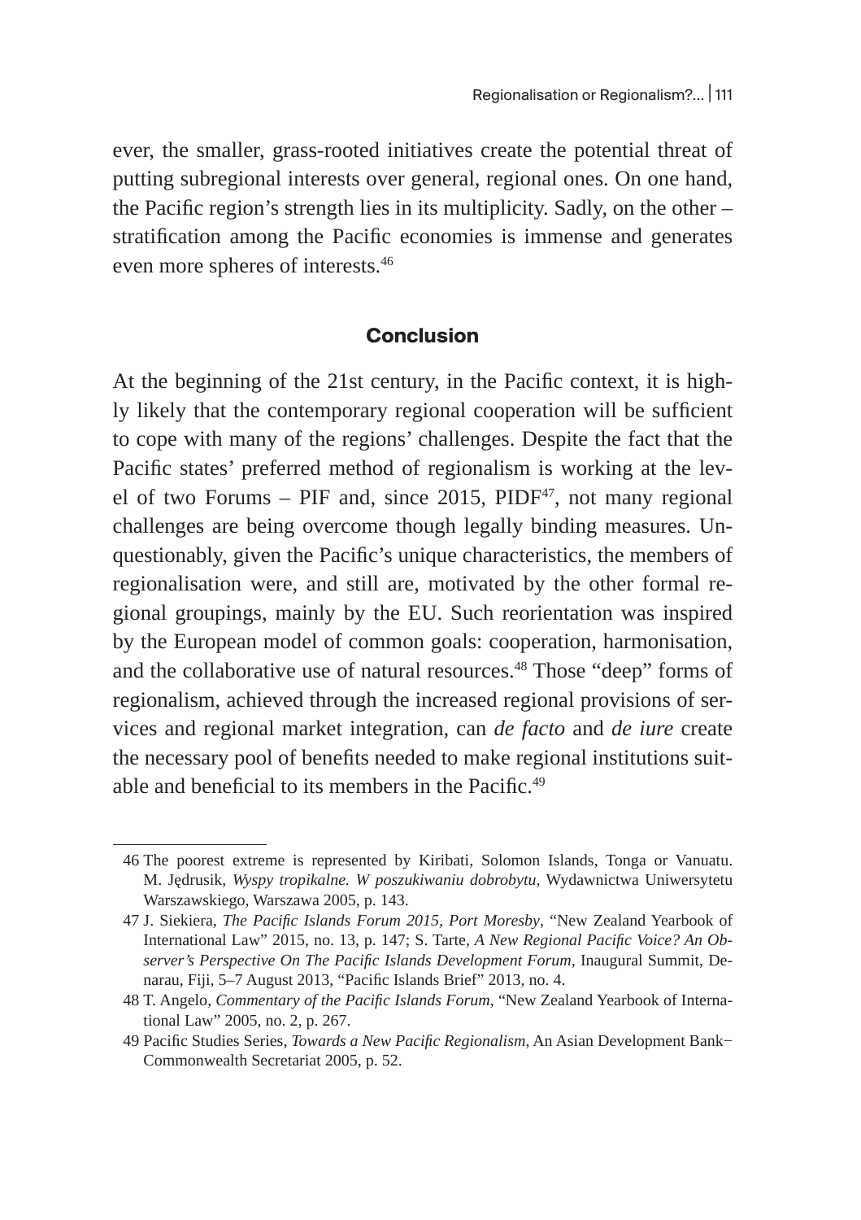ever, the smaller, grass-rooted initiatives create the potential threat of putting subregional interests over general, regional ones. On one hand, the Pacific region's strength lies in its multiplicity. Sadly, on the other – stratification among the Pacific economies is immense and generates even more spheres of interests.[46]

## Conclusion

At the beginning of the 21st century, in the Pacific context, it is highly likely that the contemporary regional cooperation will be sufficient to cope with many of the regions' challenges. Despite the fact that the Pacific states' preferred method of regionalism is working at the level of two Forums – PIF and, since 2015, PIDF[47], not many regional challenges are being overcome though legally binding measures. Unquestionably, given the Pacific's unique characteristics, the members of regionalisation were, and still are, motivated by the other formal regional groupings, mainly by the EU. Such reorientation was inspired by the European model of common goals: cooperation, harmonisation, and the collaborative use of natural resources.[48] Those "deep" forms of regionalism, achieved through the increased regional provisions of services and regional market integration, can *de facto* and *de iure* create the necessary pool of benefits needed to make regional institutions suitable and beneficial to its members in the Pacific.[49]

---

46 The poorest extreme is represented by Kiribati, Solomon Islands, Tonga or Vanuatu. M. Jędrusik, *Wyspy tropikalne. W poszukiwaniu dobrobytu*, Wydawnictwa Uniwersytetu Warszawskiego, Warszawa 2005, p. 143.

47 J. Siekiera, *The Pacific Islands Forum 2015, Port Moresby*, "New Zealand Yearbook of International Law" 2015, no. 13, p. 147; S. Tarte, *A New Regional Pacific Voice? An Observer's Perspective On The Pacific Islands Development Forum*, Inaugural Summit, Denarau, Fiji, 5–7 August 2013, "Pacific Islands Brief" 2013, no. 4.

48 T. Angelo, *Commentary of the Pacific Islands Forum*, "New Zealand Yearbook of International Law" 2005, no. 2, p. 267.

49 Pacific Studies Series, *Towards a New Pacific Regionalism*, An Asian Development Bank–Commonwealth Secretariat 2005, p. 52.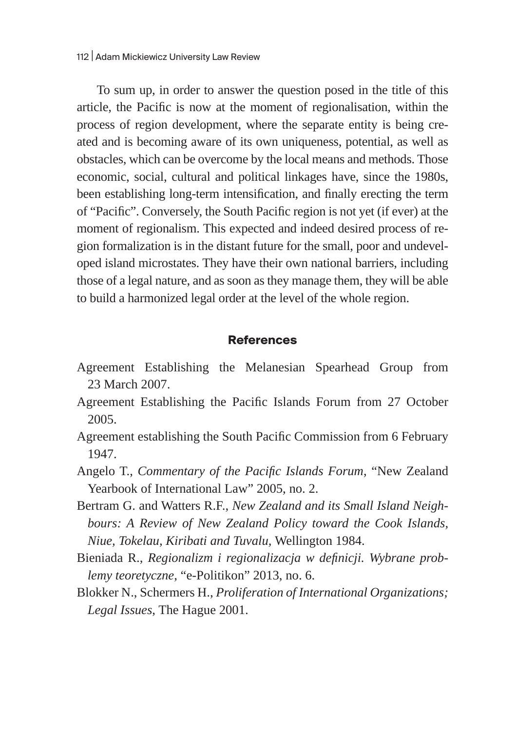To sum up, in order to answer the question posed in the title of this article, the Pacific is now at the moment of regionalisation, within the process of region development, where the separate entity is being created and is becoming aware of its own uniqueness, potential, as well as obstacles, which can be overcome by the local means and methods. Those economic, social, cultural and political linkages have, since the 1980s, been establishing long-term intensification, and finally erecting the term of "Pacific". Conversely, the South Pacific region is not yet (if ever) at the moment of regionalism. This expected and indeed desired process of region formalization is in the distant future for the small, poor and undeveloped island microstates. They have their own national barriers, including those of a legal nature, and as soon as they manage them, they will be able to build a harmonized legal order at the level of the whole region.

## References

Agreement Establishing the Melanesian Spearhead Group from 23 March 2007.

Agreement Establishing the Pacific Islands Forum from 27 October 2005.

Agreement establishing the South Pacific Commission from 6 February 1947.

Angelo T., *Commentary of the Pacific Islands Forum*, "New Zealand Yearbook of International Law" 2005, no. 2.

Bertram G. and Watters R.F., *New Zealand and its Small Island Neighbours: A Review of New Zealand Policy toward the Cook Islands, Niue, Tokelau, Kiribati and Tuvalu*, Wellington 1984.

Bieniada R., *Regionalizm i regionalizacja w definicji. Wybrane problemy teoretyczne*, "e-Politikon" 2013, no. 6.

Blokker N., Schermers H., *Proliferation of International Organizations; Legal Issues*, The Hague 2001.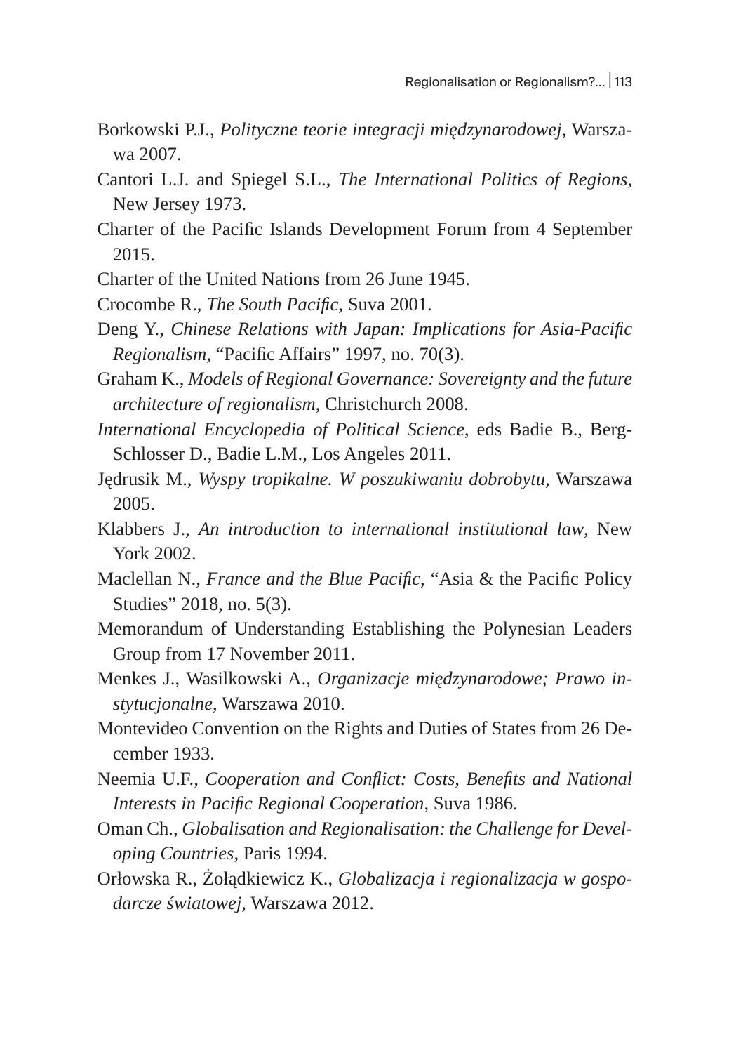Borkowski P.J., *Polityczne teorie integracji międzynarodowej*, Warszawa 2007.

Cantori L.J. and Spiegel S.L., *The International Politics of Regions*, New Jersey 1973.

Charter of the Pacific Islands Development Forum from 4 September 2015.

Charter of the United Nations from 26 June 1945.

Crocombe R., *The South Pacific*, Suva 2001.

Deng Y., *Chinese Relations with Japan: Implications for Asia-Pacific Regionalism*, "Pacific Affairs" 1997, no. 70(3).

Graham K., *Models of Regional Governance: Sovereignty and the future architecture of regionalism*, Christchurch 2008.

*International Encyclopedia of Political Science*, eds Badie B., Berg-Schlosser D., Badie L.M., Los Angeles 2011.

Jędrusik M., *Wyspy tropikalne. W poszukiwaniu dobrobytu*, Warszawa 2005.

Klabbers J., *An introduction to international institutional law*, New York 2002.

Maclellan N., *France and the Blue Pacific*, "Asia & the Pacific Policy Studies" 2018, no. 5(3).

Memorandum of Understanding Establishing the Polynesian Leaders Group from 17 November 2011.

Menkes J., Wasilkowski A., *Organizacje międzynarodowe; Prawo instytucjonalne*, Warszawa 2010.

Montevideo Convention on the Rights and Duties of States from 26 December 1933.

Neemia U.F., *Cooperation and Conflict: Costs, Benefits and National Interests in Pacific Regional Cooperation*, Suva 1986.

Oman Ch., *Globalisation and Regionalisation: the Challenge for Developing Countries*, Paris 1994.

Orłowska R., Żołądkiewicz K., *Globalizacja i regionalizacja w gospodarcze światowej*, Warszawa 2012.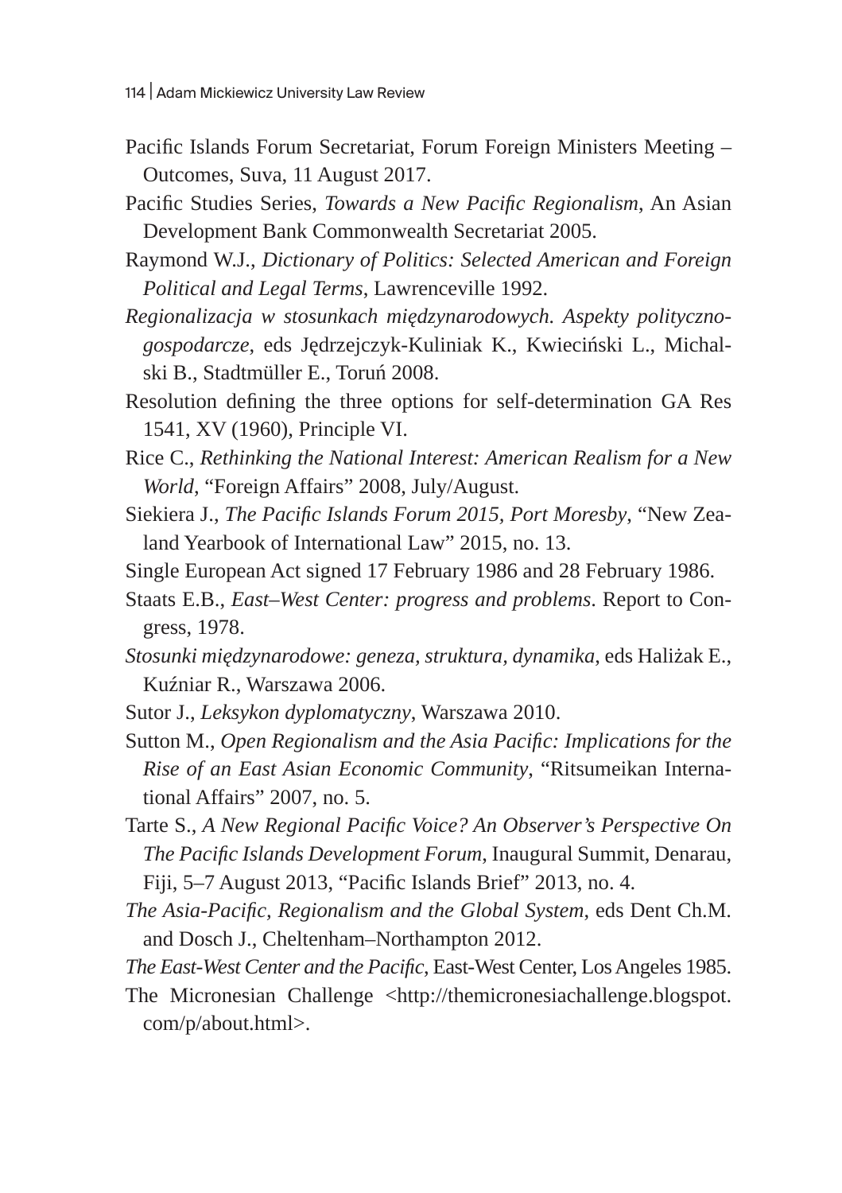Pacific Islands Forum Secretariat, Forum Foreign Ministers Meeting – Outcomes, Suva, 11 August 2017.

Pacific Studies Series, *Towards a New Pacific Regionalism*, An Asian Development Bank Commonwealth Secretariat 2005.

Raymond W.J., *Dictionary of Politics: Selected American and Foreign Political and Legal Terms*, Lawrenceville 1992.

*Regionalizacja w stosunkach międzynarodowych. Aspekty polityczno-gospodarcze*, eds Jędrzejczyk-Kuliniak K., Kwieciński L., Michalski B., Stadtmüller E., Toruń 2008.

Resolution defining the three options for self-determination GA Res 1541, XV (1960), Principle VI.

Rice C., *Rethinking the National Interest: American Realism for a New World*, "Foreign Affairs" 2008, July/August.

Siekiera J., *The Pacific Islands Forum 2015, Port Moresby*, "New Zealand Yearbook of International Law" 2015, no. 13.

Single European Act signed 17 February 1986 and 28 February 1986.

Staats E.B., *East–West Center: progress and problems*. Report to Congress, 1978.

*Stosunki międzynarodowe: geneza, struktura, dynamika*, eds Haliżak E., Kuźniar R., Warszawa 2006.

Sutor J., *Leksykon dyplomatyczny*, Warszawa 2010.

Sutton M., *Open Regionalism and the Asia Pacific: Implications for the Rise of an East Asian Economic Community*, "Ritsumeikan International Affairs" 2007, no. 5.

Tarte S., *A New Regional Pacific Voice? An Observer's Perspective On The Pacific Islands Development Forum*, Inaugural Summit, Denarau, Fiji, 5–7 August 2013, "Pacific Islands Brief" 2013, no. 4.

*The Asia-Pacific, Regionalism and the Global System*, eds Dent Ch.M. and Dosch J., Cheltenham–Northampton 2012.

*The East-West Center and the Pacific*, East-West Center, Los Angeles 1985.

The Micronesian Challenge <http://themicronesiachallenge.blogspot.com/p/about.html>.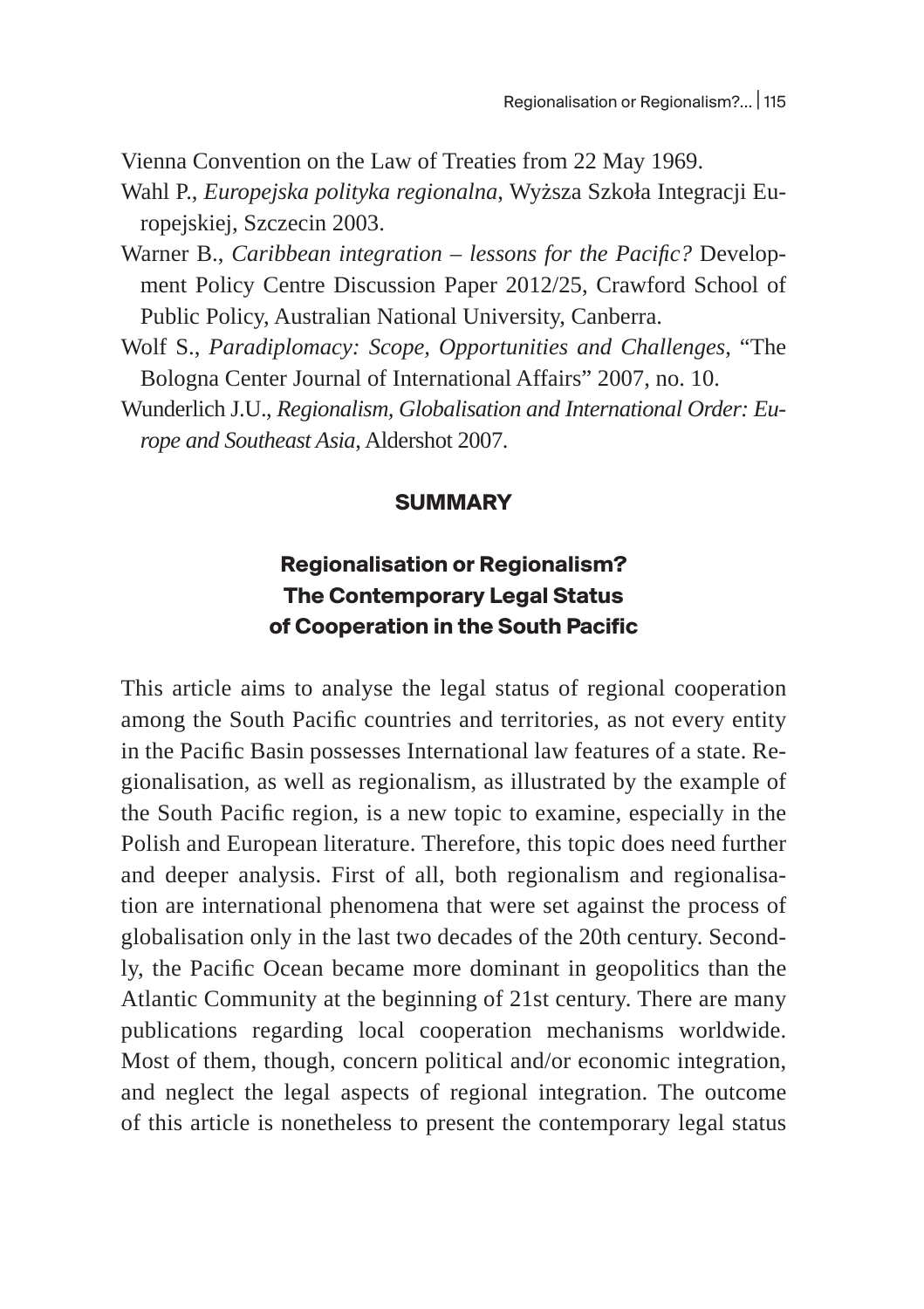Vienna Convention on the Law of Treaties from 22 May 1969.

Wahl P., *Europejska polityka regionalna*, Wyższa Szkoła Integracji Europejskiej, Szczecin 2003.

Warner B., *Caribbean integration – lessons for the Pacific?* Development Policy Centre Discussion Paper 2012/25, Crawford School of Public Policy, Australian National University, Canberra.

Wolf S., *Paradiplomacy: Scope, Opportunities and Challenges*, "The Bologna Center Journal of International Affairs" 2007, no. 10.

Wunderlich J.U., *Regionalism, Globalisation and International Order: Europe and Southeast Asia*, Aldershot 2007.

## SUMMARY

### Regionalisation or Regionalism? The Contemporary Legal Status of Cooperation in the South Pacific

This article aims to analyse the legal status of regional cooperation among the South Pacific countries and territories, as not every entity in the Pacific Basin possesses International law features of a state. Regionalisation, as well as regionalism, as illustrated by the example of the South Pacific region, is a new topic to examine, especially in the Polish and European literature. Therefore, this topic does need further and deeper analysis. First of all, both regionalism and regionalisation are international phenomena that were set against the process of globalisation only in the last two decades of the 20th century. Secondly, the Pacific Ocean became more dominant in geopolitics than the Atlantic Community at the beginning of 21st century. There are many publications regarding local cooperation mechanisms worldwide. Most of them, though, concern political and/or economic integration, and neglect the legal aspects of regional integration. The outcome of this article is nonetheless to present the contemporary legal status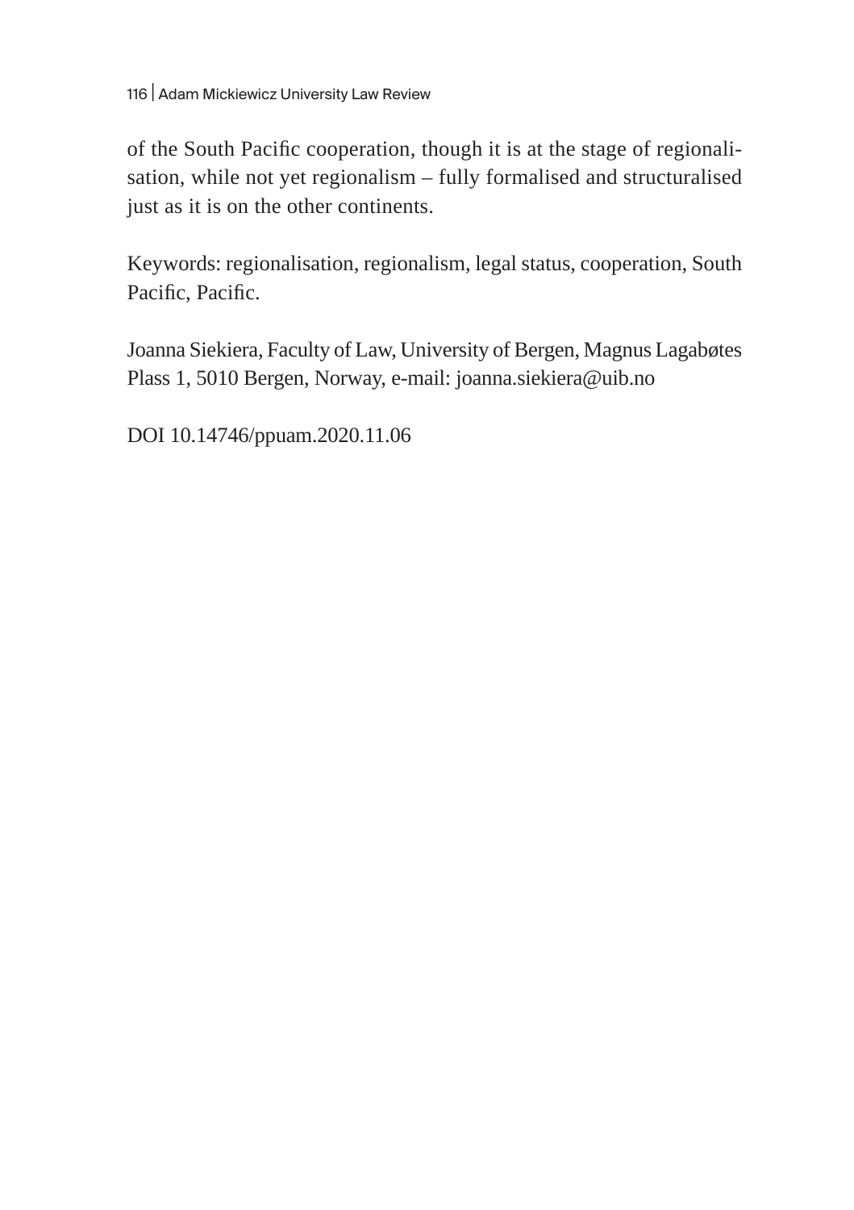of the South Pacific cooperation, though it is at the stage of regionalisation, while not yet regionalism – fully formalised and structuralised just as it is on the other continents.

Keywords: regionalisation, regionalism, legal status, cooperation, South Pacific, Pacific.

Joanna Siekiera, Faculty of Law, University of Bergen, Magnus Lagabøtes Plass 1, 5010 Bergen, Norway, e-mail: joanna.siekiera@uib.no

DOI 10.14746/ppuam.2020.11.06